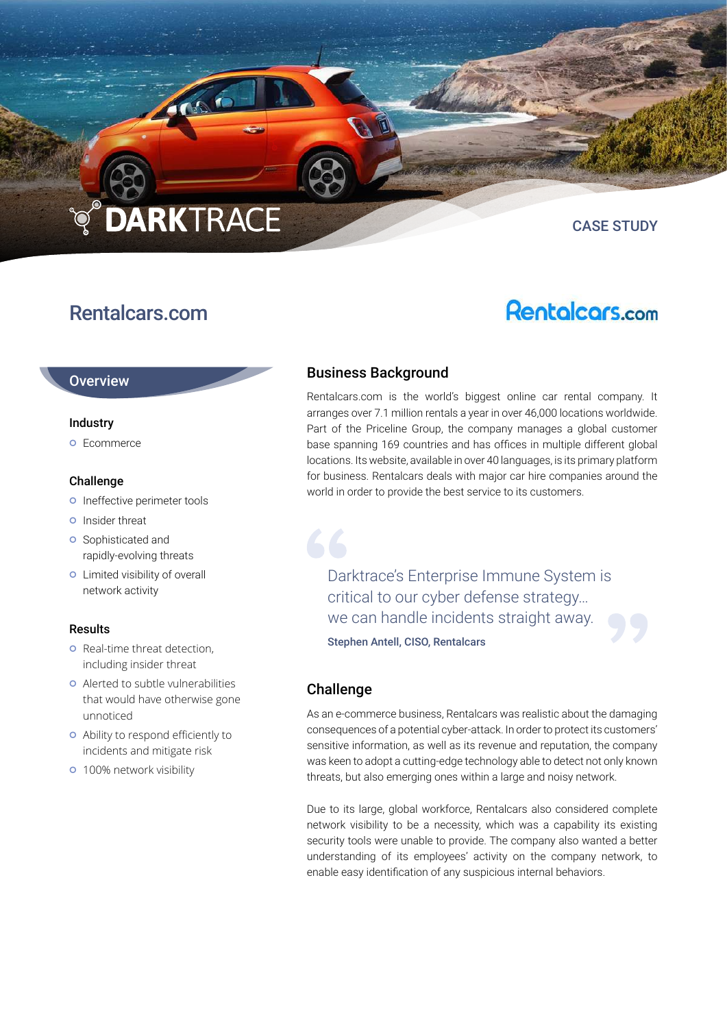DARKTRACE

CASE STUDY

# Rentalcars.com

## Overview

### Industry

- Ecommerce

### Challenge

- Ineffective perimeter tools
- Insider threat
- Sophisticated and rapidly-evolving threats
- Limited visibility of overall network activity

### Results

- Real-time threat detection, including insider threat
- Alerted to subtle vulnerabilities that would have otherwise gone unnoticed
- Ability to respond efficiently to incidents and mitigate risk
- 100% network visibility

## Business Background

Rentalcars.com is the world's biggest online car rental company. It arranges over 7.1 million rentals a year in over 46,000 locations worldwide. Part of the Priceline Group, the company manages a global customer base spanning 169 countries and has offices in multiple different global locations. Its website, available in over 40 languages, is its primary platform for business. Rentalcars deals with major car hire companies around the world in order to provide the best service to its customers.

> Darktrace's Enterprise Immune System is critical to our cyber defense strategy… we can handle incidents straight away.
>
> **Stephen Antell, CISO, Rentalcars**

## Challenge

As an e-commerce business, Rentalcars was realistic about the damaging consequences of a potential cyber-attack. In order to protect its customers' sensitive information, as well as its revenue and reputation, the company was keen to adopt a cutting-edge technology able to detect not only known threats, but also emerging ones within a large and noisy network.

Due to its large, global workforce, Rentalcars also considered complete network visibility to be a necessity, which was a capability its existing security tools were unable to provide. The company also wanted a better understanding of its employees' activity on the company network, to enable easy identification of any suspicious internal behaviors.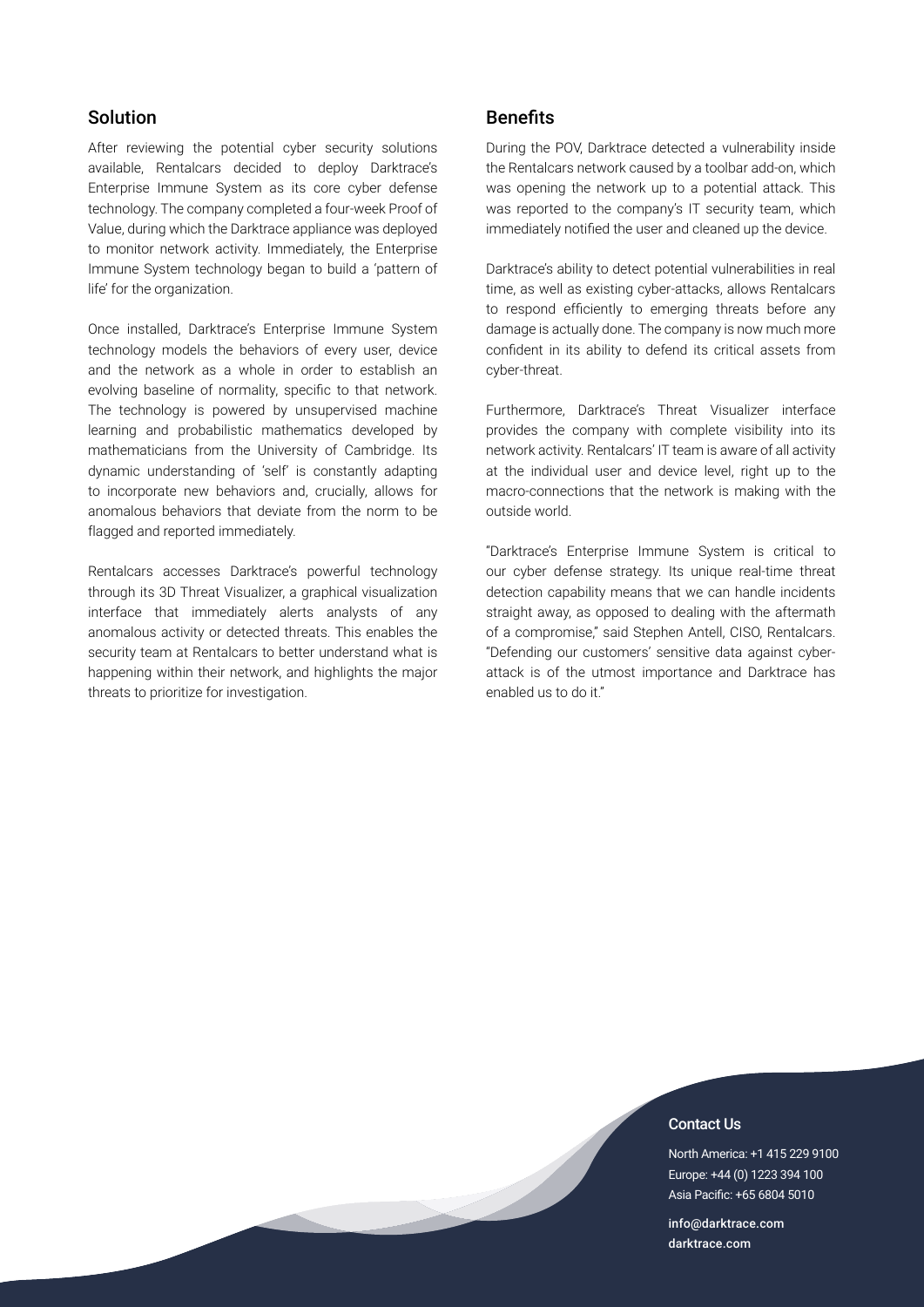## Solution

After reviewing the potential cyber security solutions available, Rentalcars decided to deploy Darktrace's Enterprise Immune System as its core cyber defense technology. The company completed a four-week Proof of Value, during which the Darktrace appliance was deployed to monitor network activity. Immediately, the Enterprise Immune System technology began to build a 'pattern of life' for the organization.

Once installed, Darktrace's Enterprise Immune System technology models the behaviors of every user, device and the network as a whole in order to establish an evolving baseline of normality, specific to that network. The technology is powered by unsupervised machine learning and probabilistic mathematics developed by mathematicians from the University of Cambridge. Its dynamic understanding of 'self' is constantly adapting to incorporate new behaviors and, crucially, allows for anomalous behaviors that deviate from the norm to be flagged and reported immediately.

Rentalcars accesses Darktrace's powerful technology through its 3D Threat Visualizer, a graphical visualization interface that immediately alerts analysts of any anomalous activity or detected threats. This enables the security team at Rentalcars to better understand what is happening within their network, and highlights the major threats to prioritize for investigation.

## Benefits

During the POV, Darktrace detected a vulnerability inside the Rentalcars network caused by a toolbar add-on, which was opening the network up to a potential attack. This was reported to the company's IT security team, which immediately notified the user and cleaned up the device.

Darktrace's ability to detect potential vulnerabilities in real time, as well as existing cyber-attacks, allows Rentalcars to respond efficiently to emerging threats before any damage is actually done. The company is now much more confident in its ability to defend its critical assets from cyber-threat.

Furthermore, Darktrace's Threat Visualizer interface provides the company with complete visibility into its network activity. Rentalcars' IT team is aware of all activity at the individual user and device level, right up to the macro-connections that the network is making with the outside world.

"Darktrace's Enterprise Immune System is critical to our cyber defense strategy. Its unique real-time threat detection capability means that we can handle incidents straight away, as opposed to dealing with the aftermath of a compromise," said Stephen Antell, CISO, Rentalcars. "Defending our customers' sensitive data against cyber-attack is of the utmost importance and Darktrace has enabled us to do it."

### Contact Us

North America: +1 415 229 9100
Europe: +44 (0) 1223 394 100
Asia Pacific: +65 6804 5010

info@darktrace.com
darktrace.com